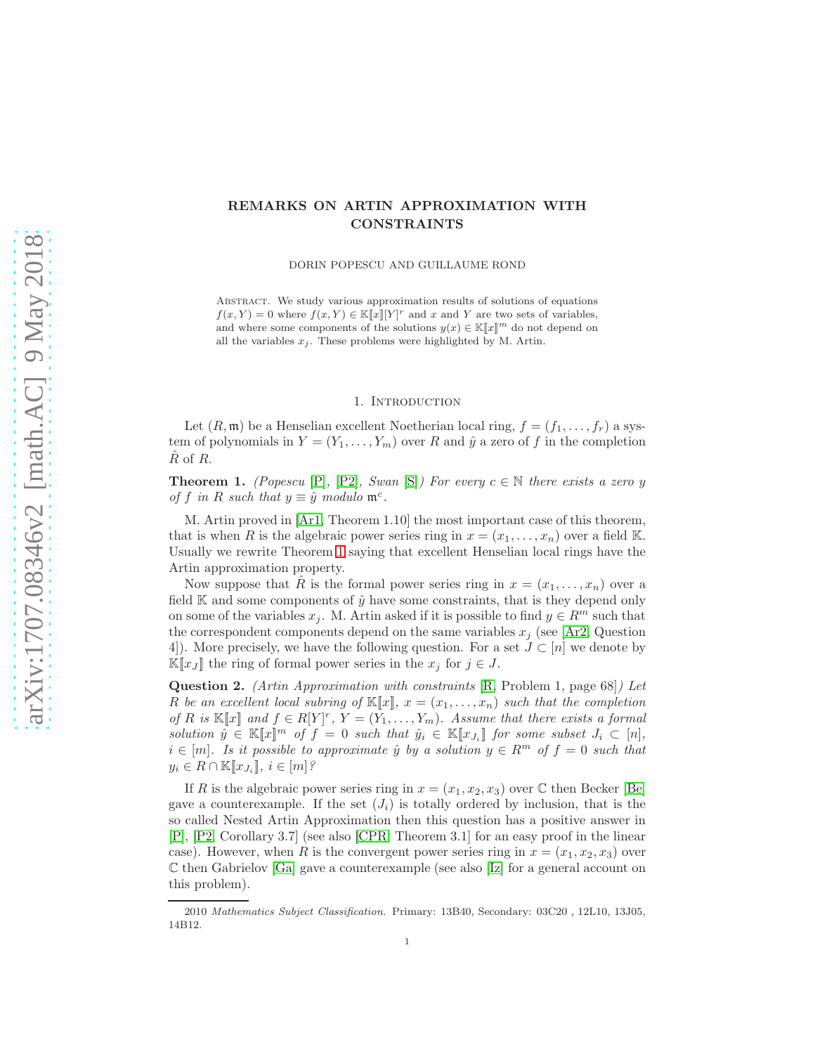# REMARKS ON ARTIN APPROXIMATION WITH CONSTRAINTS

DORIN POPESCU AND GUILLAUME ROND

Abstract. We study various approximation results of solutions of equations $f(x, Y) = 0$ where $f(x, Y) \in \mathbb{K}[\![x]\!][Y]^r$ and $x$ and $Y$ are two sets of variables, and where some components of the solutions $y(x) \in \mathbb{K}[\![x]\!]^m$ do not depend on all the variables $x_j$. These problems were highlighted by M. Artin.

## 1. Introduction

Let $(R, \mathfrak{m})$ be a Henselian excellent Noetherian local ring, $f = (f_1, \ldots, f_r)$ a system of polynomials in $Y = (Y_1, \ldots, Y_m)$ over $R$ and $\hat{y}$ a zero of $f$ in the completion $\hat{R}$ of $R$.

**Theorem 1.** *(Popescu [P], [P2], Swan [S]) For every $c \in \mathbb{N}$ there exists a zero $y$ of $f$ in $R$ such that $y \equiv \hat{y}$ modulo $\mathfrak{m}^c$.*

M. Artin proved in [Ar1, Theorem 1.10] the most important case of this theorem, that is when $R$ is the algebraic power series ring in $x = (x_1, \ldots, x_n)$ over a field $\mathbb{K}$. Usually we rewrite Theorem 1 saying that excellent Henselian local rings have the Artin approximation property.

Now suppose that $\hat{R}$ is the formal power series ring in $x = (x_1, \ldots, x_n)$ over a field $\mathbb{K}$ and some components of $\hat{y}$ have some constraints, that is they depend only on some of the variables $x_j$. M. Artin asked if it is possible to find $y \in R^m$ such that the correspondent components depend on the same variables $x_j$ (see [Ar2, Question 4]). More precisely, we have the following question. For a set $J \subset [n]$ we denote by $\mathbb{K}[\![x_J]\!]$ the ring of formal power series in the $x_j$ for $j \in J$.

**Question 2.** *(Artin Approximation with constraints [R, Problem 1, page 68]) Let $R$ be an excellent local subring of $\mathbb{K}[\![x]\!]$, $x = (x_1, \ldots, x_n)$ such that the completion of $R$ is $\mathbb{K}[\![x]\!]$ and $f \in R[Y]^r$, $Y = (Y_1, \ldots, Y_m)$. Assume that there exists a formal solution $\hat{y} \in \mathbb{K}[\![x]\!]^m$ of $f = 0$ such that $\hat{y}_i \in \mathbb{K}[\![x_{J_i}]\!]$ for some subset $J_i \subset [n]$, $i \in [m]$. Is it possible to approximate $\hat{y}$ by a solution $y \in R^m$ of $f = 0$ such that $y_i \in R \cap \mathbb{K}[\![x_{J_i}]\!]$, $i \in [m]$?*

If $R$ is the algebraic power series ring in $x = (x_1, x_2, x_3)$ over $\mathbb{C}$ then Becker [Be] gave a counterexample. If the set $(J_i)$ is totally ordered by inclusion, that is the so called Nested Artin Approximation then this question has a positive answer in [P], [P2, Corollary 3.7] (see also [CPR, Theorem 3.1] for an easy proof in the linear case). However, when $R$ is the convergent power series ring in $x = (x_1, x_2, x_3)$ over $\mathbb{C}$ then Gabrielov [Ga] gave a counterexample (see also [Iz] for a general account on this problem).

2010 *Mathematics Subject Classification.* Primary: 13B40, Secondary: 03C20 , 12L10, 13J05, 14B12.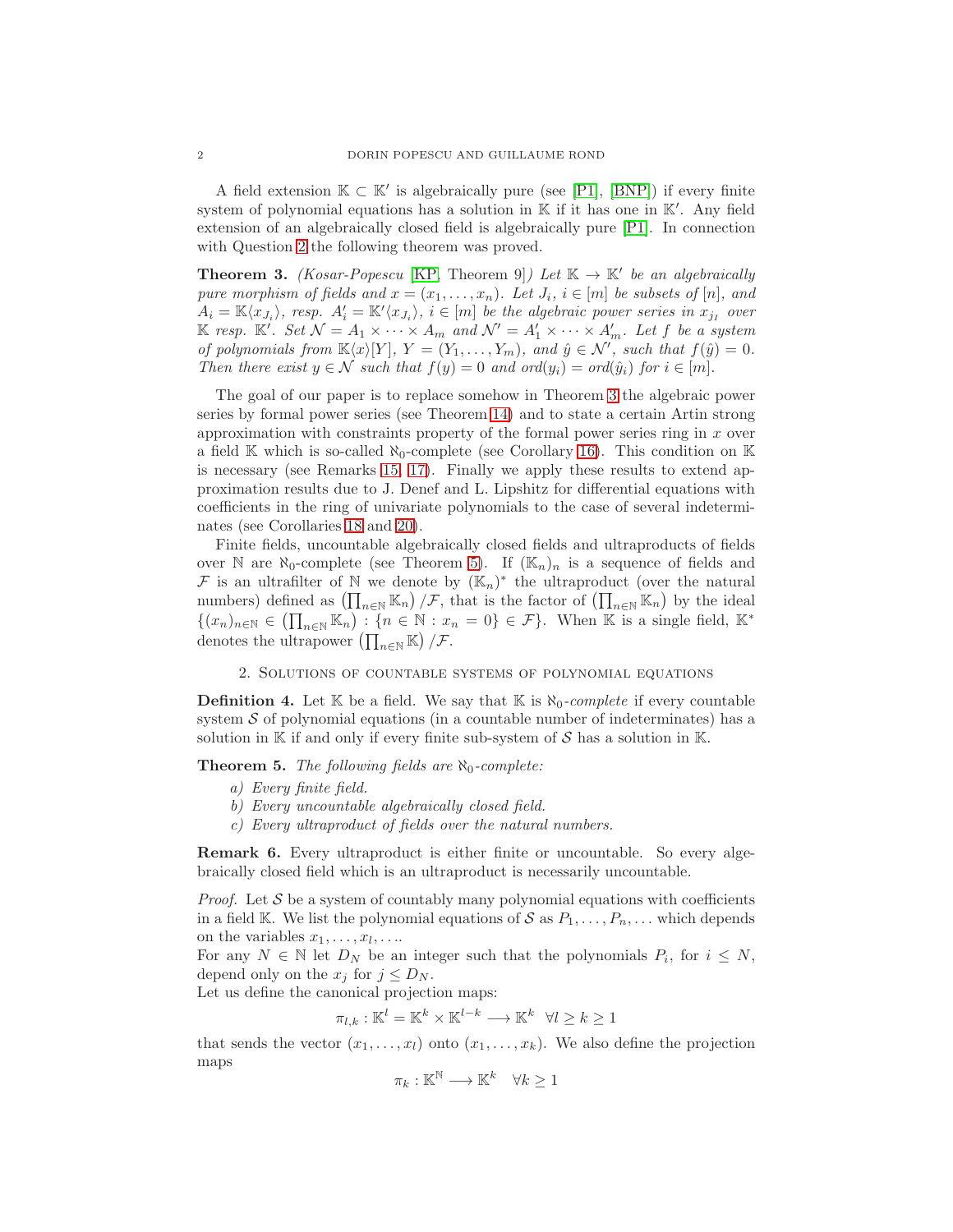A field extension $\mathbb{K} \subset \mathbb{K}'$ is algebraically pure (see [P1], [BNP]) if every finite system of polynomial equations has a solution in $\mathbb{K}$ if it has one in $\mathbb{K}'$. Any field extension of an algebraically closed field is algebraically pure [P1]. In connection with Question 2 the following theorem was proved.

**Theorem 3.** *(Kosar-Popescu [KP, Theorem 9]) Let $\mathbb{K} \to \mathbb{K}'$ be an algebraically pure morphism of fields and $x = (x_1, \ldots, x_n)$. Let $J_i$, $i \in [m]$ be subsets of $[n]$, and $A_i = \mathbb{K}\langle x_{J_i}\rangle$, resp. $A'_i = \mathbb{K}'\langle x_{J_i}\rangle$, $i \in [m]$ be the algebraic power series in $x_{j_I}$ over $\mathbb{K}$ resp. $\mathbb{K}'$. Set $\mathcal{N} = A_1 \times \cdots \times A_m$ and $\mathcal{N}' = A'_1 \times \cdots \times A'_m$. Let $f$ be a system of polynomials from $\mathbb{K}\langle x\rangle[Y]$, $Y = (Y_1, \ldots, Y_m)$, and $\hat{y} \in \mathcal{N}'$, such that $f(\hat{y}) = 0$. Then there exist $y \in \mathcal{N}$ such that $f(y) = 0$ and $ord(y_i) = ord(\hat{y}_i)$ for $i \in [m]$.*

The goal of our paper is to replace somehow in Theorem 3 the algebraic power series by formal power series (see Theorem 14) and to state a certain Artin strong approximation with constraints property of the formal power series ring in $x$ over a field $\mathbb{K}$ which is so-called $\aleph_0$-complete (see Corollary 16). This condition on $\mathbb{K}$ is necessary (see Remarks 15, 17). Finally we apply these results to extend approximation results due to J. Denef and L. Lipshitz for differential equations with coefficients in the ring of univariate polynomials to the case of several indeterminates (see Corollaries 18 and 20).

Finite fields, uncountable algebraically closed fields and ultraproducts of fields over $\mathbb{N}$ are $\aleph_0$-complete (see Theorem 5). If $(\mathbb{K}_n)_n$ is a sequence of fields and $\mathcal{F}$ is an ultrafilter of $\mathbb{N}$ we denote by $(\mathbb{K}_n)^*$ the ultraproduct (over the natural numbers) defined as $\left(\prod_{n\in\mathbb{N}} \mathbb{K}_n\right)/\mathcal{F}$, that is the factor of $\left(\prod_{n\in\mathbb{N}} \mathbb{K}_n\right)$ by the ideal $\{(x_n)_{n\in\mathbb{N}} \in \left(\prod_{n\in\mathbb{N}} \mathbb{K}_n\right) : \{n \in \mathbb{N} : x_n = 0\} \in \mathcal{F}\}$. When $\mathbb{K}$ is a single field, $\mathbb{K}^*$ denotes the ultrapower $\left(\prod_{n\in\mathbb{N}} \mathbb{K}\right)/\mathcal{F}$.

## 2. Solutions of countable systems of polynomial equations

**Definition 4.** Let $\mathbb{K}$ be a field. We say that $\mathbb{K}$ is $\aleph_0$-*complete* if every countable system $\mathcal{S}$ of polynomial equations (in a countable number of indeterminates) has a solution in $\mathbb{K}$ if and only if every finite sub-system of $\mathcal{S}$ has a solution in $\mathbb{K}$.

**Theorem 5.** *The following fields are $\aleph_0$-complete:*

*a) Every finite field.*
*b) Every uncountable algebraically closed field.*
*c) Every ultraproduct of fields over the natural numbers.*

**Remark 6.** Every ultraproduct is either finite or uncountable. So every algebraically closed field which is an ultraproduct is necessarily uncountable.

*Proof.* Let $\mathcal{S}$ be a system of countably many polynomial equations with coefficients in a field $\mathbb{K}$. We list the polynomial equations of $\mathcal{S}$ as $P_1, \ldots, P_n, \ldots$ which depends on the variables $x_1, \ldots, x_l, \ldots$.
For any $N \in \mathbb{N}$ let $D_N$ be an integer such that the polynomials $P_i$, for $i \leq N$, depend only on the $x_j$ for $j \leq D_N$.
Let us define the canonical projection maps:

$$\pi_{l,k} : \mathbb{K}^l = \mathbb{K}^k \times \mathbb{K}^{l-k} \longrightarrow \mathbb{K}^k \quad \forall l \geq k \geq 1$$

that sends the vector $(x_1, \ldots, x_l)$ onto $(x_1, \ldots, x_k)$. We also define the projection maps

$$\pi_k : \mathbb{K}^{\mathbb{N}} \longrightarrow \mathbb{K}^k \quad \forall k \geq 1$$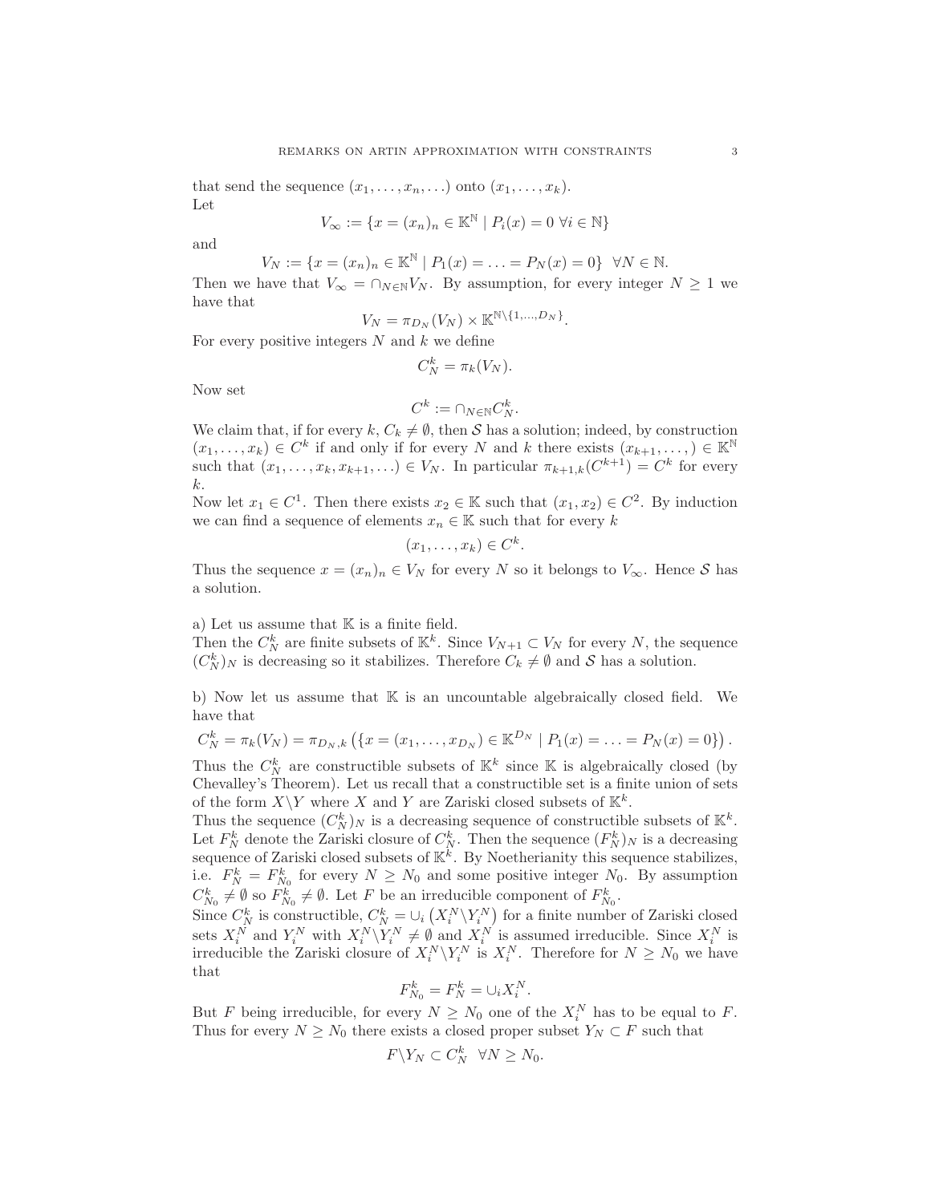that send the sequence $(x_1, \ldots, x_n, \ldots)$ onto $(x_1, \ldots, x_k)$.
Let

$$V_\infty := \{x = (x_n)_n \in \mathbb{K}^{\mathbb{N}} \mid P_i(x) = 0 \ \forall i \in \mathbb{N}\}$$

and

$$V_N := \{x = (x_n)_n \in \mathbb{K}^{\mathbb{N}} \mid P_1(x) = \ldots = P_N(x) = 0\} \ \ \forall N \in \mathbb{N}.$$

Then we have that $V_\infty = \cap_{N\in\mathbb{N}} V_N$. By assumption, for every integer $N \geq 1$ we have that

$$V_N = \pi_{D_N}(V_N) \times \mathbb{K}^{\mathbb{N}\setminus\{1,\ldots,D_N\}}.$$

For every positive integers $N$ and $k$ we define

$$C_N^k = \pi_k(V_N).$$

Now set

$$C^k := \cap_{N\in\mathbb{N}} C_N^k.$$

We claim that, if for every $k$, $C_k \neq \emptyset$, then $\mathcal{S}$ has a solution; indeed, by construction $(x_1, \ldots, x_k) \in C^k$ if and only if for every $N$ and $k$ there exists $(x_{k+1}, \ldots, ) \in \mathbb{K}^{\mathbb{N}}$ such that $(x_1, \ldots, x_k, x_{k+1}, \ldots) \in V_N$. In particular $\pi_{k+1,k}(C^{k+1}) = C^k$ for every $k$.

Now let $x_1 \in C^1$. Then there exists $x_2 \in \mathbb{K}$ such that $(x_1, x_2) \in C^2$. By induction we can find a sequence of elements $x_n \in \mathbb{K}$ such that for every $k$

$$(x_1, \ldots, x_k) \in C^k.$$

Thus the sequence $x = (x_n)_n \in V_N$ for every $N$ so it belongs to $V_\infty$. Hence $\mathcal{S}$ has a solution.

a) Let us assume that $\mathbb{K}$ is a finite field.
Then the $C_N^k$ are finite subsets of $\mathbb{K}^k$. Since $V_{N+1} \subset V_N$ for every $N$, the sequence $(C_N^k)_N$ is decreasing so it stabilizes. Therefore $C_k \neq \emptyset$ and $\mathcal{S}$ has a solution.

b) Now let us assume that $\mathbb{K}$ is an uncountable algebraically closed field. We have that

$$C_N^k = \pi_k(V_N) = \pi_{D_N,k}\left(\{x = (x_1, \ldots, x_{D_N}) \in \mathbb{K}^{D_N} \mid P_1(x) = \ldots = P_N(x) = 0\}\right).$$

Thus the $C_N^k$ are constructible subsets of $\mathbb{K}^k$ since $\mathbb{K}$ is algebraically closed (by Chevalley's Theorem). Let us recall that a constructible set is a finite union of sets of the form $X\setminus Y$ where $X$ and $Y$ are Zariski closed subsets of $\mathbb{K}^k$.
Thus the sequence $(C_N^k)_N$ is a decreasing sequence of constructible subsets of $\mathbb{K}^k$. Let $F_N^k$ denote the Zariski closure of $C_N^k$. Then the sequence $(F_N^k)_N$ is a decreasing sequence of Zariski closed subsets of $\mathbb{K}^k$. By Noetherianity this sequence stabilizes, i.e. $F_N^k = F_{N_0}^k$ for every $N \geq N_0$ and some positive integer $N_0$. By assumption $C_{N_0}^k \neq \emptyset$ so $F_{N_0}^k \neq \emptyset$. Let $F$ be an irreducible component of $F_{N_0}^k$.
Since $C_N^k$ is constructible, $C_N^k = \cup_i \left(X_i^N \setminus Y_i^N\right)$ for a finite number of Zariski closed sets $X_i^N$ and $Y_i^N$ with $X_i^N \setminus Y_i^N \neq \emptyset$ and $X_i^N$ is assumed irreducible. Since $X_i^N$ is irreducible the Zariski closure of $X_i^N \setminus Y_i^N$ is $X_i^N$. Therefore for $N \geq N_0$ we have that

$$F_{N_0}^k = F_N^k = \cup_i X_i^N.$$

But $F$ being irreducible, for every $N \geq N_0$ one of the $X_i^N$ has to be equal to $F$. Thus for every $N \geq N_0$ there exists a closed proper subset $Y_N \subset F$ such that

$$F\setminus Y_N \subset C_N^k \ \ \forall N \geq N_0.$$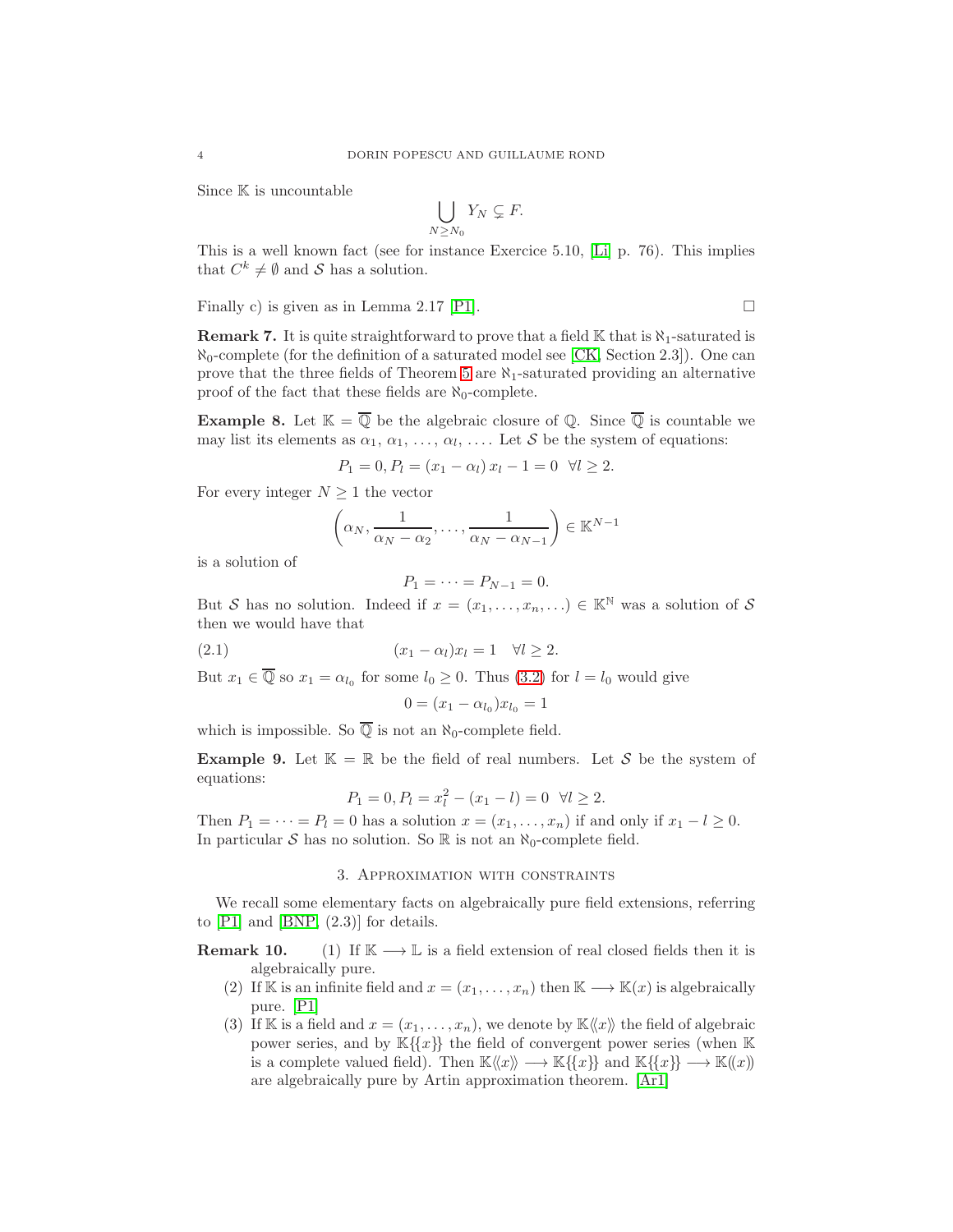Since $\mathbb{K}$ is uncountable

$$\bigcup_{N \geq N_0} Y_N \subsetneq F.$$

This is a well known fact (see for instance Exercice 5.10, [Li] p. 76). This implies that $C^k \neq \emptyset$ and $\mathcal{S}$ has a solution.

Finally c) is given as in Lemma 2.17 [P1]. $\square$

**Remark 7.** It is quite straightforward to prove that a field $\mathbb{K}$ that is $\aleph_1$-saturated is $\aleph_0$-complete (for the definition of a saturated model see [CK, Section 2.3]). One can prove that the three fields of Theorem 5 are $\aleph_1$-saturated providing an alternative proof of the fact that these fields are $\aleph_0$-complete.

**Example 8.** Let $\mathbb{K} = \overline{\mathbb{Q}}$ be the algebraic closure of $\mathbb{Q}$. Since $\overline{\mathbb{Q}}$ is countable we may list its elements as $\alpha_1, \alpha_1, \ldots, \alpha_l, \ldots$. Let $\mathcal{S}$ be the system of equations:

$$P_1 = 0, P_l = (x_1 - \alpha_l)\, x_l - 1 = 0 \quad \forall l \geq 2.$$

For every integer $N \geq 1$ the vector

$$\left(\alpha_N, \frac{1}{\alpha_N - \alpha_2}, \ldots, \frac{1}{\alpha_N - \alpha_{N-1}}\right) \in \mathbb{K}^{N-1}$$

is a solution of

$$P_1 = \cdots = P_{N-1} = 0.$$

But $\mathcal{S}$ has no solution. Indeed if $x = (x_1, \ldots, x_n, \ldots) \in \mathbb{K}^{\mathbb{N}}$ was a solution of $\mathcal{S}$ then we would have that

$$(x_1 - \alpha_l)x_l = 1 \quad \forall l \geq 2. \tag{2.1}$$

But $x_1 \in \overline{\mathbb{Q}}$ so $x_1 = \alpha_{l_0}$ for some $l_0 \geq 0$. Thus (3.2) for $l = l_0$ would give

$$0 = (x_1 - \alpha_{l_0})x_{l_0} = 1$$

which is impossible. So $\overline{\mathbb{Q}}$ is not an $\aleph_0$-complete field.

**Example 9.** Let $\mathbb{K} = \mathbb{R}$ be the field of real numbers. Let $\mathcal{S}$ be the system of equations:

$$P_1 = 0, P_l = x_l^2 - (x_1 - l) = 0 \quad \forall l \geq 2.$$

Then $P_1 = \cdots = P_l = 0$ has a solution $x = (x_1, \ldots, x_n)$ if and only if $x_1 - l \geq 0$. In particular $\mathcal{S}$ has no solution. So $\mathbb{R}$ is not an $\aleph_0$-complete field.

## 3. Approximation with constraints

We recall some elementary facts on algebraically pure field extensions, referring to [P1] and [BNP, (2.3)] for details.

**Remark 10.**

1. If $\mathbb{K} \longrightarrow \mathbb{L}$ is a field extension of real closed fields then it is algebraically pure.
2. If $\mathbb{K}$ is an infinite field and $x = (x_1, \ldots, x_n)$ then $\mathbb{K} \longrightarrow \mathbb{K}(x)$ is algebraically pure. [P1]
3. If $\mathbb{K}$ is a field and $x = (x_1, \ldots, x_n)$, we denote by $\mathbb{K}\langle\langle x \rangle\rangle$ the field of algebraic power series, and by $\mathbb{K}\{\{x\}\}$ the field of convergent power series (when $\mathbb{K}$ is a complete valued field). Then $\mathbb{K}\langle\langle x \rangle\rangle \longrightarrow \mathbb{K}\{\{x\}\}$ and $\mathbb{K}\{\{x\}\} \longrightarrow \mathbb{K}((x))$ are algebraically pure by Artin approximation theorem. [Ar1]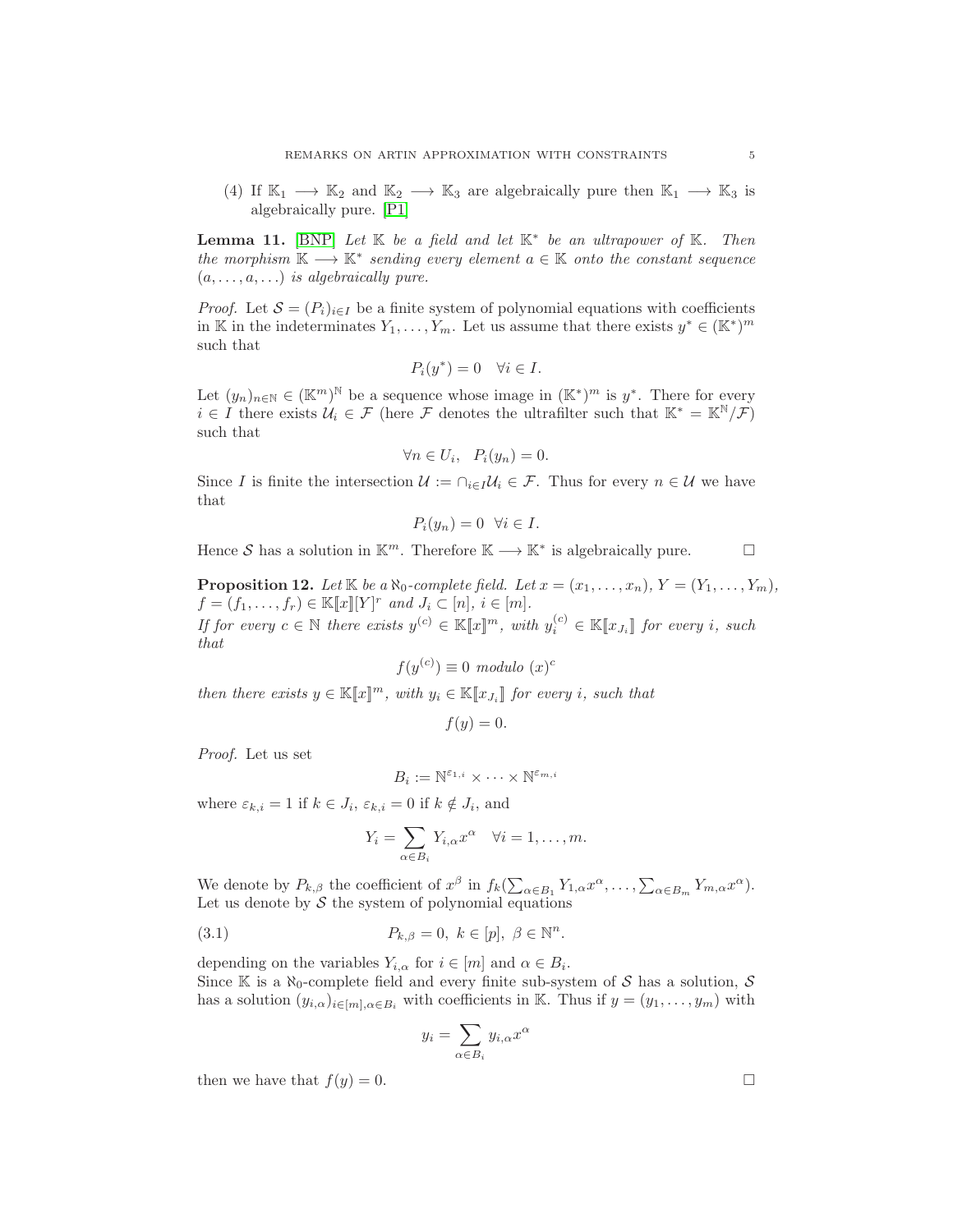(4) If $\mathbb{K}_1 \longrightarrow \mathbb{K}_2$ and $\mathbb{K}_2 \longrightarrow \mathbb{K}_3$ are algebraically pure then $\mathbb{K}_1 \longrightarrow \mathbb{K}_3$ is algebraically pure. [P1]

**Lemma 11.** [BNP] *Let $\mathbb{K}$ be a field and let $\mathbb{K}^*$ be an ultrapower of $\mathbb{K}$. Then the morphism $\mathbb{K} \longrightarrow \mathbb{K}^*$ sending every element $a \in \mathbb{K}$ onto the constant sequence $(a, \ldots, a, \ldots)$ is algebraically pure.*

*Proof.* Let $\mathcal{S} = (P_i)_{i\in I}$ be a finite system of polynomial equations with coefficients in $\mathbb{K}$ in the indeterminates $Y_1, \ldots, Y_m$. Let us assume that there exists $y^* \in (\mathbb{K}^*)^m$ such that

$$P_i(y^*) = 0 \quad \forall i \in I.$$

Let $(y_n)_{n\in\mathbb{N}} \in (\mathbb{K}^m)^{\mathbb{N}}$ be a sequence whose image in $(\mathbb{K}^*)^m$ is $y^*$. There for every $i \in I$ there exists $\mathcal{U}_i \in \mathcal{F}$ (here $\mathcal{F}$ denotes the ultrafilter such that $\mathbb{K}^* = \mathbb{K}^{\mathbb{N}}/\mathcal{F}$) such that

$$\forall n \in U_i, \quad P_i(y_n) = 0.$$

Since $I$ is finite the intersection $\mathcal{U} := \cap_{i\in I}\mathcal{U}_i \in \mathcal{F}$. Thus for every $n \in \mathcal{U}$ we have that

$$P_i(y_n) = 0 \ \ \forall i \in I.$$

Hence $\mathcal{S}$ has a solution in $\mathbb{K}^m$. Therefore $\mathbb{K} \longrightarrow \mathbb{K}^*$ is algebraically pure. $\square$

**Proposition 12.** *Let $\mathbb{K}$ be a $\aleph_0$-complete field. Let $x = (x_1, \ldots, x_n)$, $Y = (Y_1, \ldots, Y_m)$, $f = (f_1, \ldots, f_r) \in \mathbb{K}[\![x]\!][Y]^r$ and $J_i \subset [n]$, $i \in [m]$.*
*If for every $c \in \mathbb{N}$ there exists $y^{(c)} \in \mathbb{K}[\![x]\!]^m$, with $y_i^{(c)} \in \mathbb{K}[\![x_{J_i}]\!]$ for every $i$, such that*

$$f(y^{(c)}) \equiv 0 \textit{ modulo } (x)^c$$

*then there exists $y \in \mathbb{K}[\![x]\!]^m$, with $y_i \in \mathbb{K}[\![x_{J_i}]\!]$ for every $i$, such that*

$$f(y) = 0.$$

*Proof.* Let us set

$$B_i := \mathbb{N}^{\varepsilon_{1,i}} \times \cdots \times \mathbb{N}^{\varepsilon_{m,i}}$$

where $\varepsilon_{k,i} = 1$ if $k \in J_i$, $\varepsilon_{k,i} = 0$ if $k \notin J_i$, and

$$Y_i = \sum_{\alpha\in B_i} Y_{i,\alpha}x^\alpha \quad \forall i = 1, \ldots, m.$$

We denote by $P_{k,\beta}$ the coefficient of $x^\beta$ in $f_k(\sum_{\alpha\in B_1} Y_{1,\alpha}x^\alpha, \ldots, \sum_{\alpha\in B_m} Y_{m,\alpha}x^\alpha)$. Let us denote by $\mathcal{S}$ the system of polynomial equations

$$P_{k,\beta} = 0, \ k \in [p], \ \beta \in \mathbb{N}^n. \tag{3.1}$$

depending on the variables $Y_{i,\alpha}$ for $i \in [m]$ and $\alpha \in B_i$.
Since $\mathbb{K}$ is a $\aleph_0$-complete field and every finite sub-system of $\mathcal{S}$ has a solution, $\mathcal{S}$ has a solution $(y_{i,\alpha})_{i\in[m],\alpha\in B_i}$ with coefficients in $\mathbb{K}$. Thus if $y = (y_1, \ldots, y_m)$ with

$$y_i = \sum_{\alpha\in B_i} y_{i,\alpha}x^\alpha$$

then we have that $f(y) = 0$. $\square$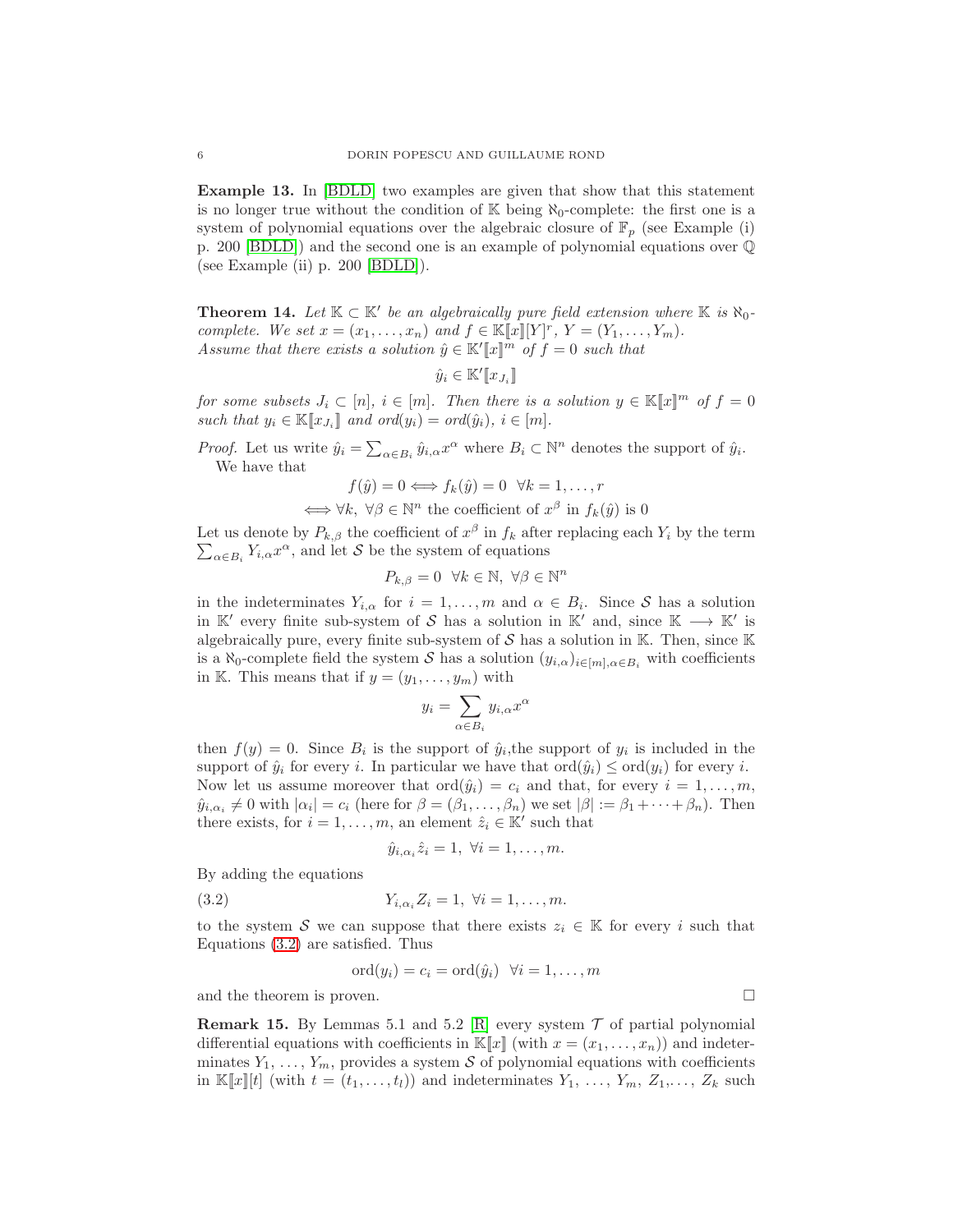**Example 13.** In [BDLD] two examples are given that show that this statement is no longer true without the condition of $\mathbb{K}$ being $\aleph_0$-complete: the first one is a system of polynomial equations over the algebraic closure of $\mathbb{F}_p$ (see Example (i) p. 200 [BDLD]) and the second one is an example of polynomial equations over $\mathbb{Q}$ (see Example (ii) p. 200 [BDLD]).

**Theorem 14.** *Let $\mathbb{K} \subset \mathbb{K}'$ be an algebraically pure field extension where $\mathbb{K}$ is $\aleph_0$-complete. We set $x = (x_1, \ldots, x_n)$ and $f \in \mathbb{K}[\![x]\!][Y]^r$, $Y = (Y_1, \ldots, Y_m)$. Assume that there exists a solution $\hat{y} \in \mathbb{K}'[\![x]\!]^m$ of $f = 0$ such that*

$$\hat{y}_i \in \mathbb{K}'[\![x_{J_i}]\!]$$

*for some subsets $J_i \subset [n]$, $i \in [m]$. Then there is a solution $y \in \mathbb{K}[\![x]\!]^m$ of $f = 0$ such that $y_i \in \mathbb{K}[\![x_{J_i}]\!]$ and $ord(y_i) = ord(\hat{y}_i)$, $i \in [m]$.*

*Proof.* Let us write $\hat{y}_i = \sum_{\alpha \in B_i} \hat{y}_{i,\alpha} x^\alpha$ where $B_i \subset \mathbb{N}^n$ denotes the support of $\hat{y}_i$.

We have that

$$f(\hat{y}) = 0 \Longleftrightarrow f_k(\hat{y}) = 0 \;\; \forall k = 1, \ldots, r$$

$$\Longleftrightarrow \forall k, \; \forall \beta \in \mathbb{N}^n \text{ the coefficient of } x^\beta \text{ in } f_k(\hat{y}) \text{ is } 0$$

Let us denote by $P_{k,\beta}$ the coefficient of $x^\beta$ in $f_k$ after replacing each $Y_i$ by the term $\sum_{\alpha \in B_i} Y_{i,\alpha} x^\alpha$, and let $\mathcal{S}$ be the system of equations

$$P_{k,\beta} = 0 \;\; \forall k \in \mathbb{N}, \; \forall \beta \in \mathbb{N}^n$$

in the indeterminates $Y_{i,\alpha}$ for $i = 1, \ldots, m$ and $\alpha \in B_i$. Since $\mathcal{S}$ has a solution in $\mathbb{K}'$ every finite sub-system of $\mathcal{S}$ has a solution in $\mathbb{K}'$ and, since $\mathbb{K} \longrightarrow \mathbb{K}'$ is algebraically pure, every finite sub-system of $\mathcal{S}$ has a solution in $\mathbb{K}$. Then, since $\mathbb{K}$ is a $\aleph_0$-complete field the system $\mathcal{S}$ has a solution $(y_{i,\alpha})_{i \in [m], \alpha \in B_i}$ with coefficients in $\mathbb{K}$. This means that if $y = (y_1, \ldots, y_m)$ with

$$y_i = \sum_{\alpha \in B_i} y_{i,\alpha} x^\alpha$$

then $f(y) = 0$. Since $B_i$ is the support of $\hat{y}_i$,the support of $y_i$ is included in the support of $\hat{y}_i$ for every $i$. In particular we have that $\text{ord}(\hat{y}_i) \leq \text{ord}(y_i)$ for every $i$. Now let us assume moreover that $\text{ord}(\hat{y}_i) = c_i$ and that, for every $i = 1, \ldots, m$, $\hat{y}_{i,\alpha_i} \neq 0$ with $|\alpha_i| = c_i$ (here for $\beta = (\beta_1, \ldots, \beta_n)$ we set $|\beta| := \beta_1 + \cdots + \beta_n$). Then there exists, for $i = 1, \ldots, m$, an element $\hat{z}_i \in \mathbb{K}'$ such that

$$\hat{y}_{i,\alpha_i} \hat{z}_i = 1, \; \forall i = 1, \ldots, m.$$

By adding the equations

$$Y_{i,\alpha_i} Z_i = 1, \; \forall i = 1, \ldots, m. \tag{3.2}$$

to the system $\mathcal{S}$ we can suppose that there exists $z_i \in \mathbb{K}$ for every $i$ such that Equations (3.2) are satisfied. Thus

$$\text{ord}(y_i) = c_i = \text{ord}(\hat{y}_i) \;\; \forall i = 1, \ldots, m$$

and the theorem is proven. □

**Remark 15.** By Lemmas 5.1 and 5.2 [R] every system $\mathcal{T}$ of partial polynomial differential equations with coefficients in $\mathbb{K}[\![x]\!]$ (with $x = (x_1, \ldots, x_n)$) and indeterminates $Y_1, \ldots, Y_m$, provides a system $\mathcal{S}$ of polynomial equations with coefficients in $\mathbb{K}[\![x]\!][t]$ (with $t = (t_1, \ldots, t_l)$) and indeterminates $Y_1, \ldots, Y_m, Z_1, \ldots, Z_k$ such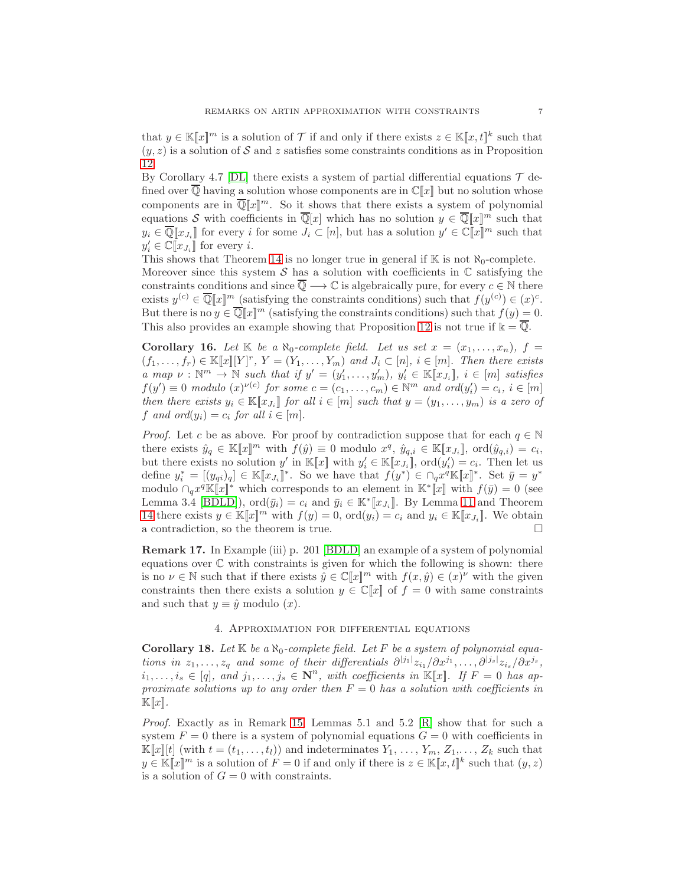that $y \in \mathbb{K}[\![x]\!]^m$ is a solution of $\mathcal{T}$ if and only if there exists $z \in \mathbb{K}[\![x,t]\!]^k$ such that $(y,z)$ is a solution of $\mathcal{S}$ and $z$ satisfies some constraints conditions as in Proposition 12.

By Corollary 4.7 [DL] there exists a system of partial differential equations $\mathcal{T}$ defined over $\overline{\mathbb{Q}}$ having a solution whose components are in $\mathbb{C}[\![x]\!]$ but no solution whose components are in $\overline{\mathbb{Q}}[\![x]\!]^m$. So it shows that there exists a system of polynomial equations $\mathcal{S}$ with coefficients in $\overline{\mathbb{Q}}[x]$ which has no solution $y \in \overline{\mathbb{Q}}[\![x]\!]^m$ such that $y_i \in \overline{\mathbb{Q}}[\![x_{J_i}]\!]$ for every $i$ for some $J_i \subset [n]$, but has a solution $y' \in \mathbb{C}[\![x]\!]^m$ such that $y'_i \in \mathbb{C}[\![x_{J_i}]\!]$ for every $i$.

This shows that Theorem 14 is no longer true in general if $\mathbb{K}$ is not $\aleph_0$-complete.

Moreover since this system $\mathcal{S}$ has a solution with coefficients in $\mathbb{C}$ satisfying the constraints conditions and since $\overline{\mathbb{Q}} \longrightarrow \mathbb{C}$ is algebraically pure, for every $c \in \mathbb{N}$ there exists $y^{(c)} \in \overline{\mathbb{Q}}[\![x]\!]^m$ (satisfying the constraints conditions) such that $f(y^{(c)}) \in (x)^c$. But there is no $y \in \overline{\mathbb{Q}}[\![x]\!]^m$ (satisfying the constraints conditions) such that $f(y) = 0$. This also provides an example showing that Proposition 12 is not true if $\Bbbk = \overline{\mathbb{Q}}$.

**Corollary 16.** *Let $\mathbb{K}$ be a $\aleph_0$-complete field. Let us set $x = (x_1, \ldots, x_n)$, $f = (f_1, \ldots, f_r) \in \mathbb{K}[\![x]\!][Y]^r$, $Y = (Y_1, \ldots, Y_m)$ and $J_i \subset [n]$, $i \in [m]$. Then there exists a map $\nu : \mathbb{N}^m \to \mathbb{N}$ such that if $y' = (y'_1, \ldots, y'_m)$, $y'_i \in \mathbb{K}[\![x_{J_i}]\!]$, $i \in [m]$ satisfies $f(y') \equiv 0$ modulo $(x)^{\nu(c)}$ for some $c = (c_1, \ldots, c_m) \in \mathbb{N}^m$ and $ord(y'_i) = c_i$, $i \in [m]$ then there exists $y_i \in \mathbb{K}[\![x_{J_i}]\!]$ for all $i \in [m]$ such that $y = (y_1, \ldots, y_m)$ is a zero of $f$ and $ord(y_i) = c_i$ for all $i \in [m]$.*

*Proof.* Let $c$ be as above. For proof by contradiction suppose that for each $q \in \mathbb{N}$ there exists $\hat{y}_q \in \mathbb{K}[\![x]\!]^m$ with $f(\hat{y}) \equiv 0$ modulo $x^q$, $\hat{y}_{q,i} \in \mathbb{K}[\![x_{J_i}]\!]$, $\mathrm{ord}(\hat{y}_{q,i}) = c_i$, but there exists no solution $y'$ in $\mathbb{K}[\![x]\!]$ with $y'_i \in \mathbb{K}[\![x_{J_i}]\!]$, $\mathrm{ord}(y'_i) = c_i$. Then let us define $y^*_i = [(y_{qi})_q] \in \mathbb{K}[\![x_{J_i}]\!]^*$. So we have that $f(y^*) \in \cap_q x^q \mathbb{K}[\![x]\!]^*$. Set $\bar{y} = y^*$ modulo $\cap_q x^q \mathbb{K}[\![x]\!]^*$ which corresponds to an element in $\mathbb{K}^*[\![x]\!]$ with $f(\bar{y}) = 0$ (see Lemma 3.4 [BDLD]), $\mathrm{ord}(\bar{y}_i) = c_i$ and $\bar{y}_i \in \mathbb{K}^*[\![x_{J_i}]\!]$. By Lemma 11 and Theorem 14 there exists $y \in \mathbb{K}[\![x]\!]^m$ with $f(y) = 0$, $\mathrm{ord}(y_i) = c_i$ and $y_i \in \mathbb{K}[\![x_{J_i}]\!]$. We obtain a contradiction, so the theorem is true. $\square$

**Remark 17.** In Example (iii) p. 201 [BDLD] an example of a system of polynomial equations over $\mathbb{C}$ with constraints is given for which the following is shown: there is no $\nu \in \mathbb{N}$ such that if there exists $\hat{y} \in \mathbb{C}[\![x]\!]^m$ with $f(x, \hat{y}) \in (x)^\nu$ with the given constraints then there exists a solution $y \in \mathbb{C}[\![x]\!]$ of $f = 0$ with same constraints and such that $y \equiv \hat{y}$ modulo $(x)$.

## 4. Approximation for differential equations

**Corollary 18.** *Let $\mathbb{K}$ be a $\aleph_0$-complete field. Let $F$ be a system of polynomial equations in $z_1, \ldots, z_q$ and some of their differentials $\partial^{|j_1|} z_{i_1}/\partial x^{j_1}, \ldots, \partial^{|j_s|} z_{i_s}/\partial x^{j_s}$, $i_1, \ldots, i_s \in [q]$, and $j_1, \ldots, j_s \in \mathbf{N}^n$, with coefficients in $\mathbb{K}[\![x]\!]$. If $F = 0$ has approximate solutions up to any order then $F = 0$ has a solution with coefficients in $\mathbb{K}[\![x]\!]$.*

*Proof.* Exactly as in Remark 15, Lemmas 5.1 and 5.2 [R] show that for such a system $F = 0$ there is a system of polynomial equations $G = 0$ with coefficients in $\mathbb{K}[\![x]\!][t]$ (with $t = (t_1, \ldots, t_l)$) and indeterminates $Y_1, \ldots, Y_m, Z_1, \ldots, Z_k$ such that $y \in \mathbb{K}[\![x]\!]^m$ is a solution of $F = 0$ if and only if there is $z \in \mathbb{K}[\![x,t]\!]^k$ such that $(y,z)$ is a solution of $G = 0$ with constraints.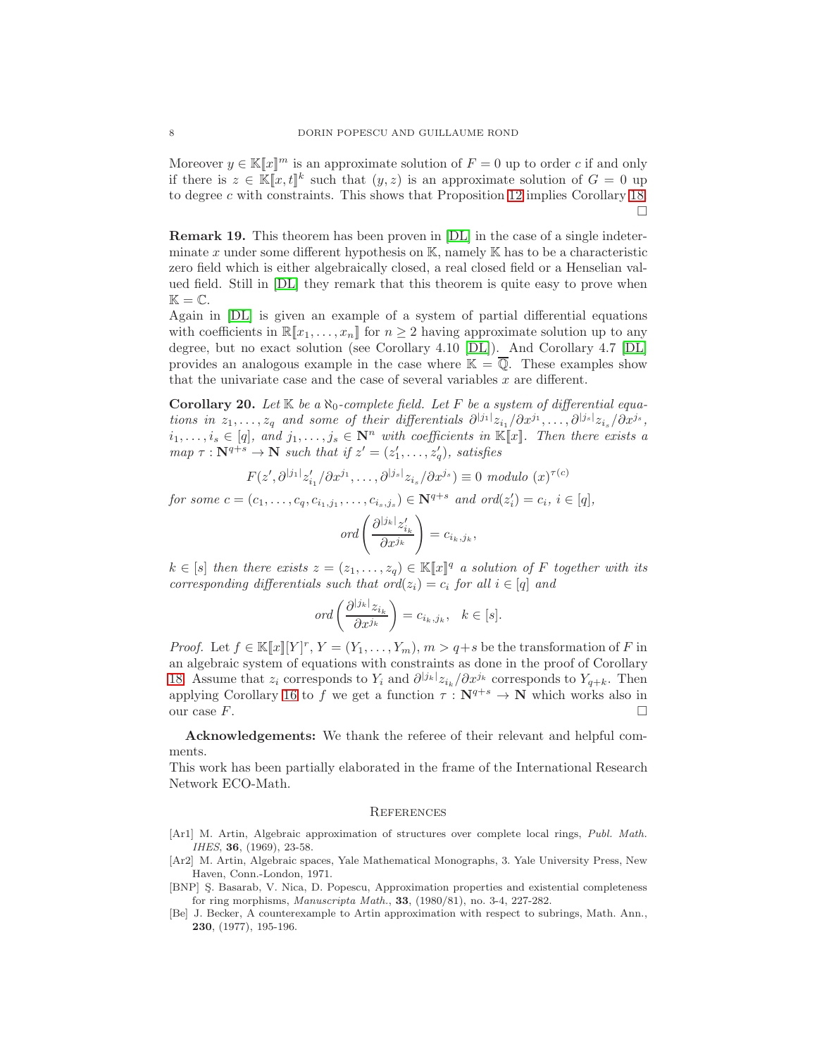Moreover $y \in \mathbb{K}[\![x]\!]^m$ is an approximate solution of $F=0$ up to order $c$ if and only if there is $z \in \mathbb{K}[\![x,t]\!]^k$ such that $(y,z)$ is an approximate solution of $G=0$ up to degree $c$ with constraints. This shows that Proposition 12 implies Corollary 18. □

**Remark 19.** This theorem has been proven in [DL] in the case of a single indeterminate $x$ under some different hypothesis on $\mathbb{K}$, namely $\mathbb{K}$ has to be a characteristic zero field which is either algebraically closed, a real closed field or a Henselian valued field. Still in [DL] they remark that this theorem is quite easy to prove when $\mathbb{K} = \mathbb{C}$.
Again in [DL] is given an example of a system of partial differential equations with coefficients in $\mathbb{R}[\![x_1, \ldots, x_n]\!]$ for $n \geq 2$ having approximate solution up to any degree, but no exact solution (see Corollary 4.10 [DL]). And Corollary 4.7 [DL] provides an analogous example in the case where $\mathbb{K} = \overline{\mathbb{Q}}$. These examples show that the univariate case and the case of several variables $x$ are different.

**Corollary 20.** *Let $\mathbb{K}$ be a $\aleph_0$-complete field. Let $F$ be a system of differential equations in $z_1, \ldots, z_q$ and some of their differentials $\partial^{|j_1|} z_{i_1}/\partial x^{j_1}, \ldots, \partial^{|j_s|} z_{i_s}/\partial x^{j_s}$, $i_1, \ldots, i_s \in [q]$, and $j_1, \ldots, j_s \in \mathbf{N}^n$ with coefficients in $\mathbb{K}[\![x]\!]$. Then there exists a map $\tau : \mathbf{N}^{q+s} \to \mathbf{N}$ such that if $z' = (z'_1, \ldots, z'_q)$, satisfies*

$$F(z', \partial^{|j_1|} z'_{i_1}/\partial x^{j_1}, \ldots, \partial^{|j_s|} z_{i_s}/\partial x^{j_s}) \equiv 0 \text{ modulo } (x)^{\tau(c)}$$

*for some $c = (c_1, \ldots, c_q, c_{i_1,j_1}, \ldots, c_{i_s,j_s}) \in \mathbf{N}^{q+s}$ and $ord(z'_i) = c_i$, $i \in [q]$,*

$$ord\left(\frac{\partial^{|j_k|} z'_{i_k}}{\partial x^{j_k}}\right) = c_{i_k,j_k},$$

*$k \in [s]$ then there exists $z = (z_1, \ldots, z_q) \in \mathbb{K}[\![x]\!]^q$ a solution of $F$ together with its corresponding differentials such that $ord(z_i) = c_i$ for all $i \in [q]$ and*

$$ord\left(\frac{\partial^{|j_k|} z_{i_k}}{\partial x^{j_k}}\right) = c_{i_k,j_k}, \quad k \in [s].$$

*Proof.* Let $f \in \mathbb{K}[\![x]\!][Y]^r$, $Y = (Y_1, \ldots, Y_m)$, $m > q+s$ be the transformation of $F$ in an algebraic system of equations with constraints as done in the proof of Corollary 18. Assume that $z_i$ corresponds to $Y_i$ and $\partial^{|j_k|} z_{i_k}/\partial x^{j_k}$ corresponds to $Y_{q+k}$. Then applying Corollary 16 to $f$ we get a function $\tau : \mathbf{N}^{q+s} \to \mathbf{N}$ which works also in our case $F$. □

**Acknowledgements:** We thank the referee of their relevant and helpful comments.
This work has been partially elaborated in the frame of the International Research Network ECO-Math.

## References

- [Ar1] M. Artin, Algebraic approximation of structures over complete local rings, *Publ. Math. IHES*, **36**, (1969), 23-58.
- [Ar2] M. Artin, Algebraic spaces, Yale Mathematical Monographs, 3. Yale University Press, New Haven, Conn.-London, 1971.
- [BNP] Ş. Basarab, V. Nica, D. Popescu, Approximation properties and existential completeness for ring morphisms, *Manuscripta Math.*, **33**, (1980/81), no. 3-4, 227-282.
- [Be] J. Becker, A counterexample to Artin approximation with respect to subrings, Math. Ann., **230**, (1977), 195-196.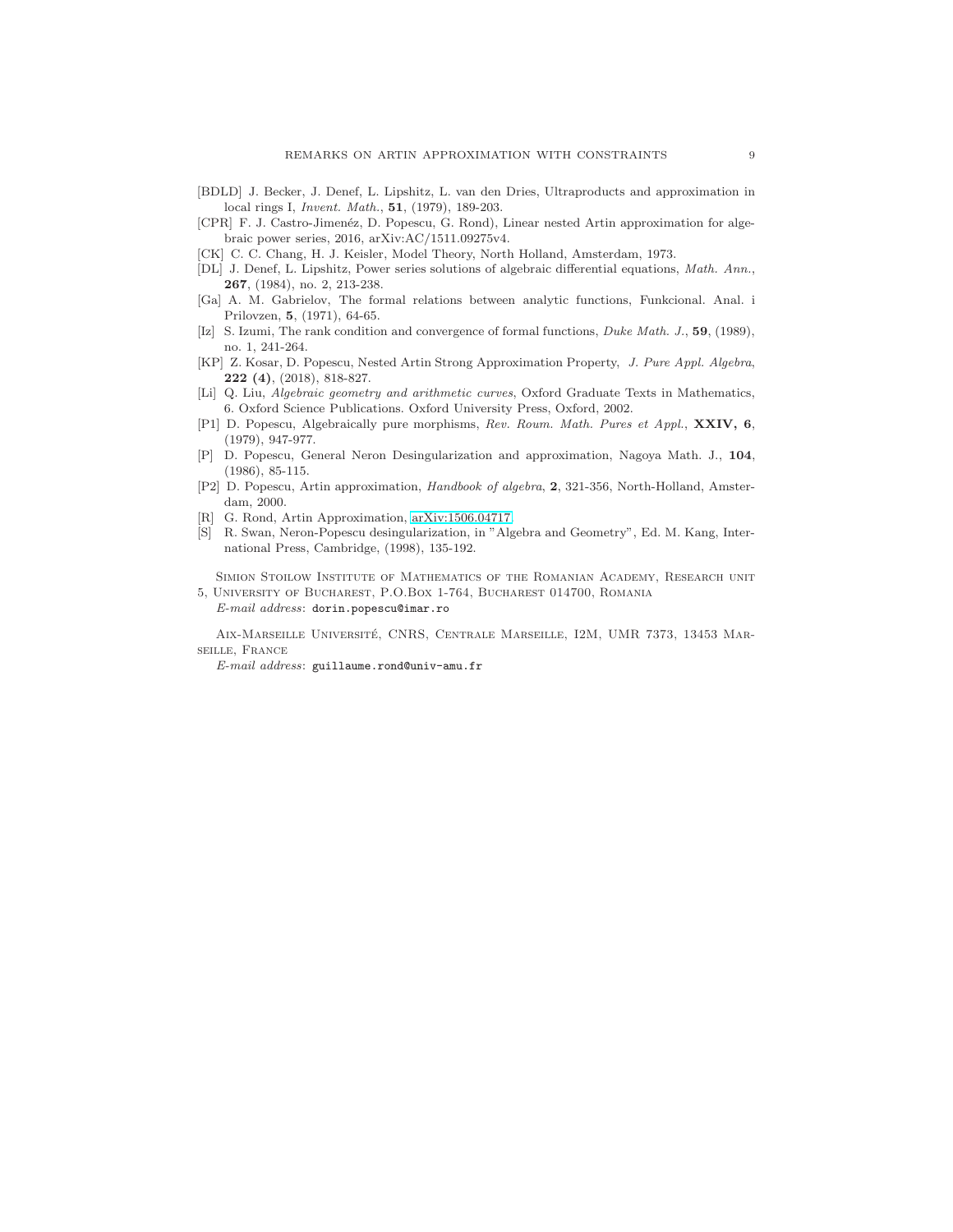[BDLD] J. Becker, J. Denef, L. Lipshitz, L. van den Dries, Ultraproducts and approximation in local rings I, *Invent. Math.*, **51**, (1979), 189-203.

[CPR] F. J. Castro-Jimenéz, D. Popescu, G. Rond), Linear nested Artin approximation for algebraic power series, 2016, arXiv:AC/1511.09275v4.

[CK] C. C. Chang, H. J. Keisler, Model Theory, North Holland, Amsterdam, 1973.

[DL] J. Denef, L. Lipshitz, Power series solutions of algebraic differential equations, *Math. Ann.*, **267**, (1984), no. 2, 213-238.

[Ga] A. M. Gabrielov, The formal relations between analytic functions, Funkcional. Anal. i Prilovzen, **5**, (1971), 64-65.

[Iz] S. Izumi, The rank condition and convergence of formal functions, *Duke Math. J.*, **59**, (1989), no. 1, 241-264.

[KP] Z. Kosar, D. Popescu, Nested Artin Strong Approximation Property, *J. Pure Appl. Algebra*, **222 (4)**, (2018), 818-827.

[Li] Q. Liu, *Algebraic geometry and arithmetic curves*, Oxford Graduate Texts in Mathematics, 6. Oxford Science Publications. Oxford University Press, Oxford, 2002.

[P1] D. Popescu, Algebraically pure morphisms, *Rev. Roum. Math. Pures et Appl.*, **XXIV, 6**, (1979), 947-977.

[P] D. Popescu, General Neron Desingularization and approximation, Nagoya Math. J., **104**, (1986), 85-115.

[P2] D. Popescu, Artin approximation, *Handbook of algebra*, **2**, 321-356, North-Holland, Amsterdam, 2000.

[R] G. Rond, Artin Approximation, arXiv:1506.04717.

[S] R. Swan, Neron-Popescu desingularization, in "Algebra and Geometry", Ed. M. Kang, International Press, Cambridge, (1998), 135-192.

Simion Stoilow Institute of Mathematics of the Romanian Academy, Research unit 5, University of Bucharest, P.O.Box 1-764, Bucharest 014700, Romania
*E-mail address*: dorin.popescu@imar.ro

Aix-Marseille Université, CNRS, Centrale Marseille, I2M, UMR 7373, 13453 Marseille, France
*E-mail address*: guillaume.rond@univ-amu.fr